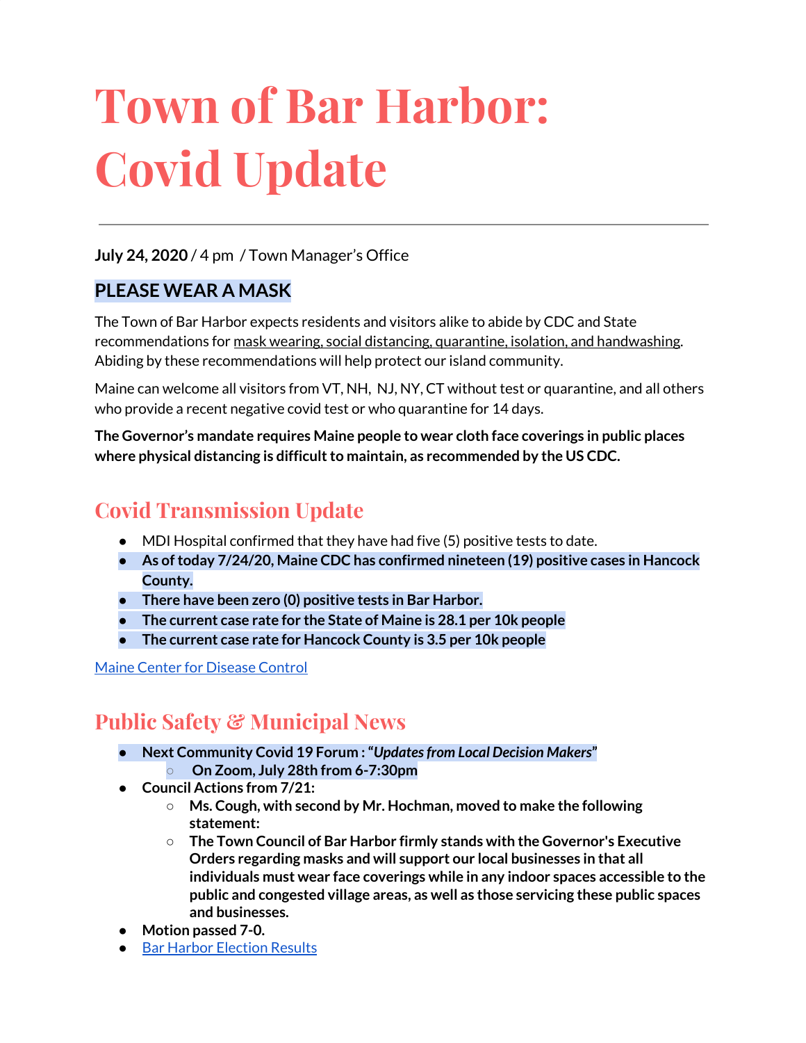# Town of Bar Harbor: Covid Update

---

**July 24, 2020** / 4 pm / Town Manager's Office

### PLEASE WEAR A MASK

The Town of Bar Harbor expects residents and visitors alike to abide by CDC and State recommendations for mask wearing, social distancing, quarantine, isolation, and handwashing. Abiding by these recommendations will help protect our island community.

Maine can welcome all visitors from VT, NH, NJ, NY, CT without test or quarantine, and all others who provide a recent negative covid test or who quarantine for 14 days.

**The Governor's mandate requires Maine people to wear cloth face coverings in public places where physical distancing is difficult to maintain, as recommended by the US CDC.**

## Covid Transmission Update

- MDI Hospital confirmed that they have had five (5) positive tests to date.
- **As of today 7/24/20, Maine CDC has confirmed nineteen (19) positive cases in Hancock County.**
- **There have been zero (0) positive tests in Bar Harbor.**
- **The current case rate for the State of Maine is 28.1 per 10k people**
- **The current case rate for Hancock County is 3.5 per 10k people**

Maine Center for Disease Control

## Public Safety & Municipal News

- **Next Community Covid 19 Forum : "*Updates from Local Decision Makers*"**
  - **On Zoom, July 28th from 6-7:30pm**
- **Council Actions from 7/21:**
  - **Ms. Cough, with second by Mr. Hochman, moved to make the following statement:**
  - **The Town Council of Bar Harbor firmly stands with the Governor's Executive Orders regarding masks and will support our local businesses in that all individuals must wear face coverings while in any indoor spaces accessible to the public and congested village areas, as well as those servicing these public spaces and businesses.**
- **Motion passed 7-0.**
- Bar Harbor Election Results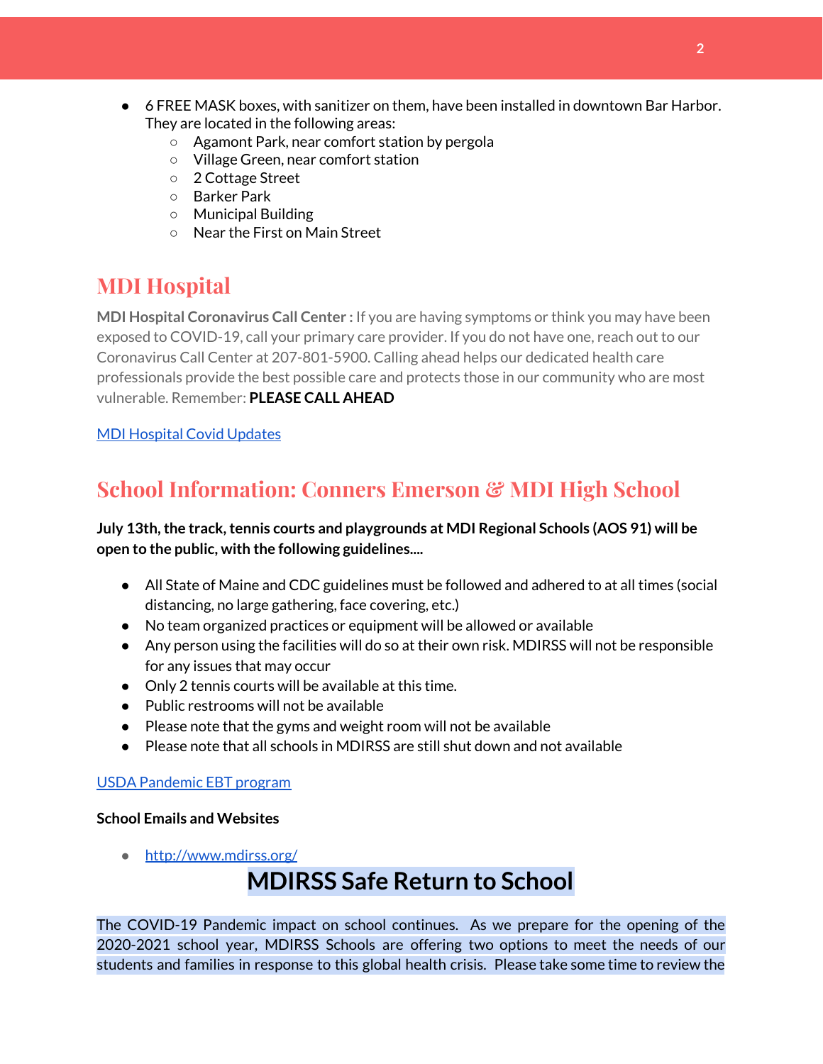- 6 FREE MASK boxes, with sanitizer on them, have been installed in downtown Bar Harbor. They are located in the following areas:
    - Agamont Park, near comfort station by pergola
    - Village Green, near comfort station
    - 2 Cottage Street
    - Barker Park
    - Municipal Building
    - Near the First on Main Street

## MDI Hospital

**MDI Hospital Coronavirus Call Center :** If you are having symptoms or think you may have been exposed to COVID-19, call your primary care provider. If you do not have one, reach out to our Coronavirus Call Center at 207-801-5900. Calling ahead helps our dedicated health care professionals provide the best possible care and protects those in our community who are most vulnerable. Remember: **PLEASE CALL AHEAD**

[MDI Hospital Covid Updates]

## School Information: Conners Emerson & MDI High School

**July 13th, the track, tennis courts and playgrounds at MDI Regional Schools (AOS 91) will be open to the public, with the following guidelines....**

- All State of Maine and CDC guidelines must be followed and adhered to at all times (social distancing, no large gathering, face covering, etc.)
- No team organized practices or equipment will be allowed or available
- Any person using the facilities will do so at their own risk. MDIRSS will not be responsible for any issues that may occur
- Only 2 tennis courts will be available at this time.
- Public restrooms will not be available
- Please note that the gyms and weight room will not be available
- Please note that all schools in MDIRSS are still shut down and not available

[USDA Pandemic EBT program]

**School Emails and Websites**

- http://www.mdirss.org/

# MDIRSS Safe Return to School

The COVID-19 Pandemic impact on school continues. As we prepare for the opening of the 2020-2021 school year, MDIRSS Schools are offering two options to meet the needs of our students and families in response to this global health crisis. Please take some time to review the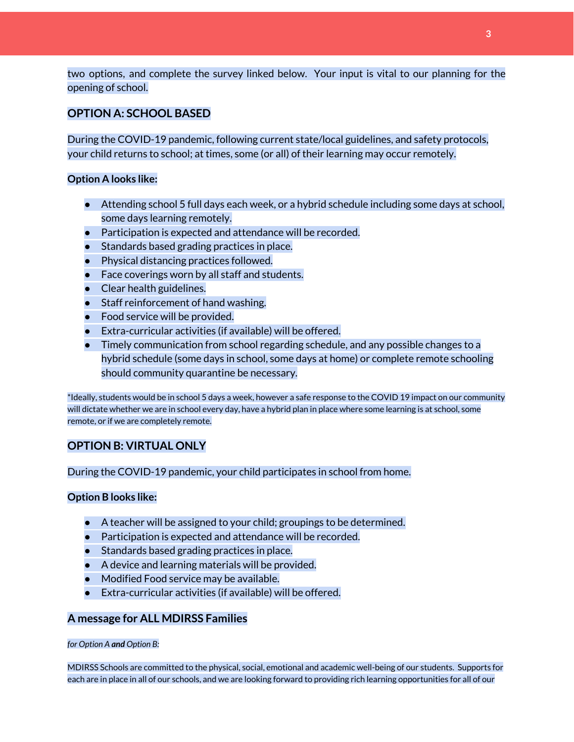two options, and complete the survey linked below. Your input is vital to our planning for the opening of school.

## OPTION A: SCHOOL BASED

During the COVID-19 pandemic, following current state/local guidelines, and safety protocols, your child returns to school; at times, some (or all) of their learning may occur remotely.

**Option A looks like:**

- Attending school 5 full days each week, or a hybrid schedule including some days at school, some days learning remotely.
- Participation is expected and attendance will be recorded.
- Standards based grading practices in place.
- Physical distancing practices followed.
- Face coverings worn by all staff and students.
- Clear health guidelines.
- Staff reinforcement of hand washing.
- Food service will be provided.
- Extra-curricular activities (if available) will be offered.
- Timely communication from school regarding schedule, and any possible changes to a hybrid schedule (some days in school, some days at home) or complete remote schooling should community quarantine be necessary.

*Ideally, students would be in school 5 days a week, however a safe response to the COVID 19 impact on our community will dictate whether we are in school every day, have a hybrid plan in place where some learning is at school, some remote, or if we are completely remote.

## OPTION B: VIRTUAL ONLY

During the COVID-19 pandemic, your child participates in school from home.

**Option B looks like:**

- A teacher will be assigned to your child; groupings to be determined.
- Participation is expected and attendance will be recorded.
- Standards based grading practices in place.
- A device and learning materials will be provided.
- Modified Food service may be available.
- Extra-curricular activities (if available) will be offered.

## A message for ALL MDIRSS Families

*for Option A* ***and*** *Option B:*

MDIRSS Schools are committed to the physical, social, emotional and academic well-being of our students. Supports for each are in place in all of our schools, and we are looking forward to providing rich learning opportunities for all of our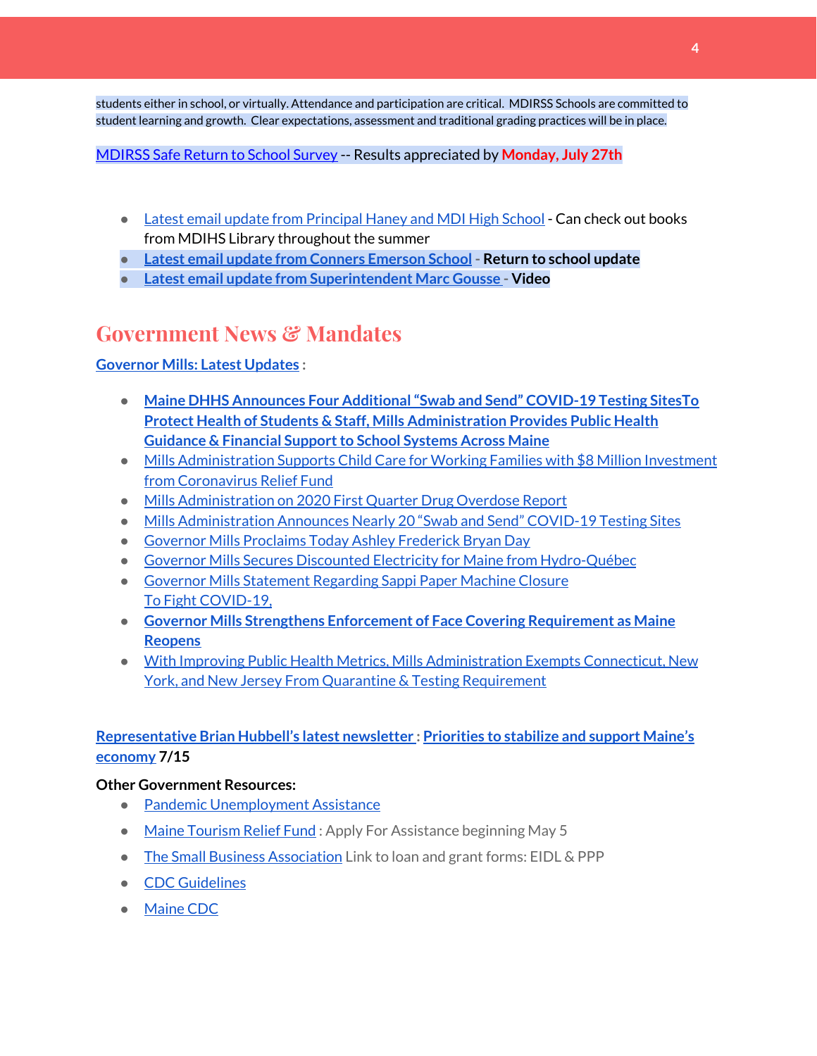students either in school, or virtually. Attendance and participation are critical. MDIRSS Schools are committed to student learning and growth. Clear expectations, assessment and traditional grading practices will be in place.

MDIRSS Safe Return to School Survey -- Results appreciated by **Monday, July 27th**

- Latest email update from Principal Haney and MDI High School - Can check out books from MDIHS Library throughout the summer
- **Latest email update from Conners Emerson School - Return to school update**
- **Latest email update from Superintendent Marc Gousse - Video**

## Government News & Mandates

**Governor Mills: Latest Updates** :

- **Maine DHHS Announces Four Additional "Swab and Send" COVID-19 Testing SitesTo Protect Health of Students & Staff, Mills Administration Provides Public Health Guidance & Financial Support to School Systems Across Maine**
- Mills Administration Supports Child Care for Working Families with $8 Million Investment from Coronavirus Relief Fund
- Mills Administration on 2020 First Quarter Drug Overdose Report
- Mills Administration Announces Nearly 20 "Swab and Send" COVID-19 Testing Sites
- Governor Mills Proclaims Today Ashley Frederick Bryan Day
- Governor Mills Secures Discounted Electricity for Maine from Hydro-Québec
- Governor Mills Statement Regarding Sappi Paper Machine Closure
  To Fight COVID-19,
- **Governor Mills Strengthens Enforcement of Face Covering Requirement as Maine Reopens**
- With Improving Public Health Metrics, Mills Administration Exempts Connecticut, New York, and New Jersey From Quarantine & Testing Requirement

**Representative Brian Hubbell's latest newsletter : Priorities to stabilize and support Maine's economy 7/15**

**Other Government Resources:**

- Pandemic Unemployment Assistance
- Maine Tourism Relief Fund : Apply For Assistance beginning May 5
- The Small Business Association Link to loan and grant forms: EIDL & PPP
- CDC Guidelines
- Maine CDC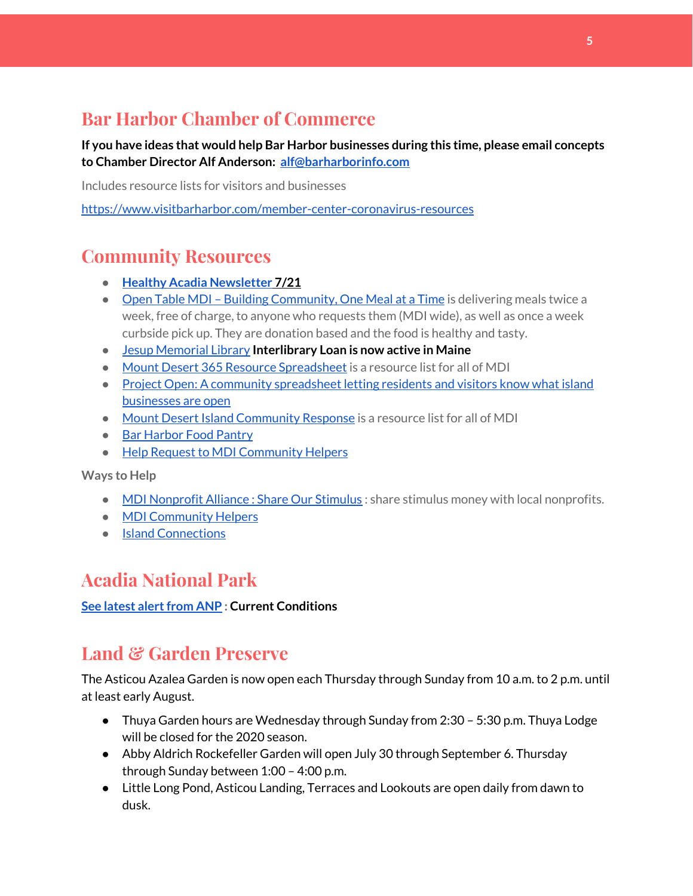## Bar Harbor Chamber of Commerce

**If you have ideas that would help Bar Harbor businesses during this time, please email concepts to Chamber Director Alf Anderson: alf@barharborinfo.com**

Includes resource lists for visitors and businesses

https://www.visitbarharbor.com/member-center-coronavirus-resources

## Community Resources

- **Healthy Acadia Newsletter 7/21**
- Open Table MDI – Building Community, One Meal at a Time is delivering meals twice a week, free of charge, to anyone who requests them (MDI wide), as well as once a week curbside pick up. They are donation based and the food is healthy and tasty.
- Jesup Memorial Library **Interlibrary Loan is now active in Maine**
- Mount Desert 365 Resource Spreadsheet is a resource list for all of MDI
- Project Open: A community spreadsheet letting residents and visitors know what island businesses are open
- Mount Desert Island Community Response is a resource list for all of MDI
- Bar Harbor Food Pantry
- Help Request to MDI Community Helpers

**Ways to Help**

- MDI Nonprofit Alliance : Share Our Stimulus : share stimulus money with local nonprofits.
- MDI Community Helpers
- Island Connections

## Acadia National Park

**See latest alert from ANP : Current Conditions**

## Land & Garden Preserve

The Asticou Azalea Garden is now open each Thursday through Sunday from 10 a.m. to 2 p.m. until at least early August.

- Thuya Garden hours are Wednesday through Sunday from 2:30 – 5:30 p.m. Thuya Lodge will be closed for the 2020 season.
- Abby Aldrich Rockefeller Garden will open July 30 through September 6. Thursday through Sunday between 1:00 – 4:00 p.m.
- Little Long Pond, Asticou Landing, Terraces and Lookouts are open daily from dawn to dusk.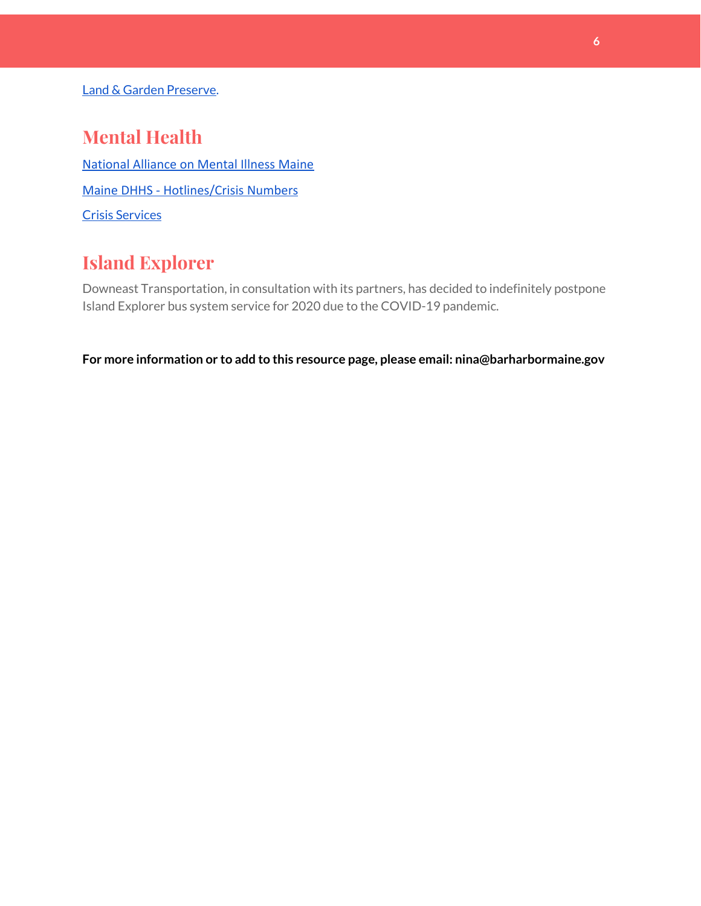Land & Garden Preserve.

## Mental Health

National Alliance on Mental Illness Maine

Maine DHHS - Hotlines/Crisis Numbers

Crisis Services

## Island Explorer

Downeast Transportation, in consultation with its partners, has decided to indefinitely postpone Island Explorer bus system service for 2020 due to the COVID-19 pandemic.

**For more information or to add to this resource page, please email: nina@barharbormaine.gov**